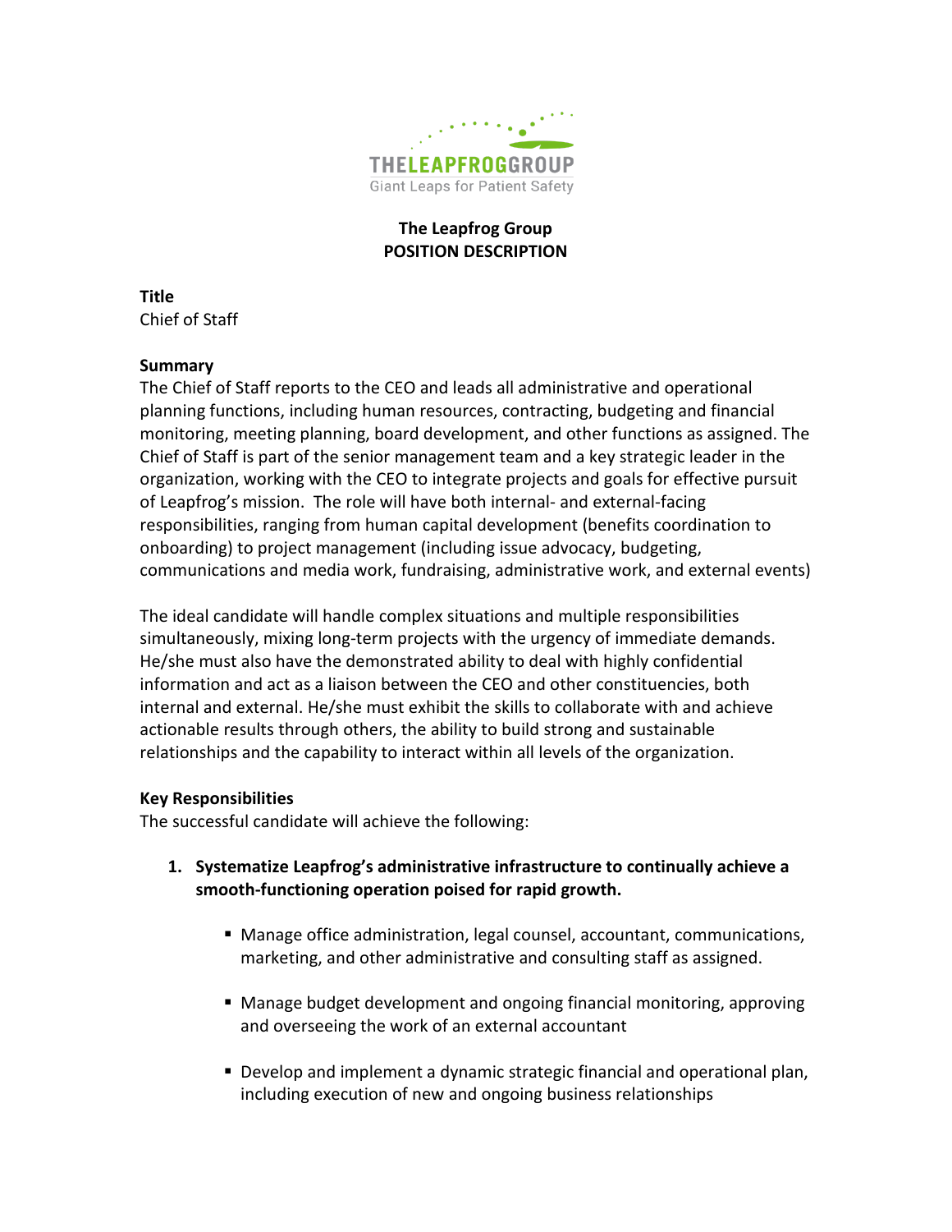THELEAPFROGGROUP
Giant Leaps for Patient Safety

**The Leapfrog Group**
**POSITION DESCRIPTION**

**Title**
Chief of Staff

**Summary**
The Chief of Staff reports to the CEO and leads all administrative and operational planning functions, including human resources, contracting, budgeting and financial monitoring, meeting planning, board development, and other functions as assigned. The Chief of Staff is part of the senior management team and a key strategic leader in the organization, working with the CEO to integrate projects and goals for effective pursuit of Leapfrog's mission. The role will have both internal- and external-facing responsibilities, ranging from human capital development (benefits coordination to onboarding) to project management (including issue advocacy, budgeting, communications and media work, fundraising, administrative work, and external events)

The ideal candidate will handle complex situations and multiple responsibilities simultaneously, mixing long-term projects with the urgency of immediate demands. He/she must also have the demonstrated ability to deal with highly confidential information and act as a liaison between the CEO and other constituencies, both internal and external. He/she must exhibit the skills to collaborate with and achieve actionable results through others, the ability to build strong and sustainable relationships and the capability to interact within all levels of the organization.

**Key Responsibilities**
The successful candidate will achieve the following:

1. **Systematize Leapfrog's administrative infrastructure to continually achieve a smooth-functioning operation poised for rapid growth.**

    - Manage office administration, legal counsel, accountant, communications, marketing, and other administrative and consulting staff as assigned.

    - Manage budget development and ongoing financial monitoring, approving and overseeing the work of an external accountant

    - Develop and implement a dynamic strategic financial and operational plan, including execution of new and ongoing business relationships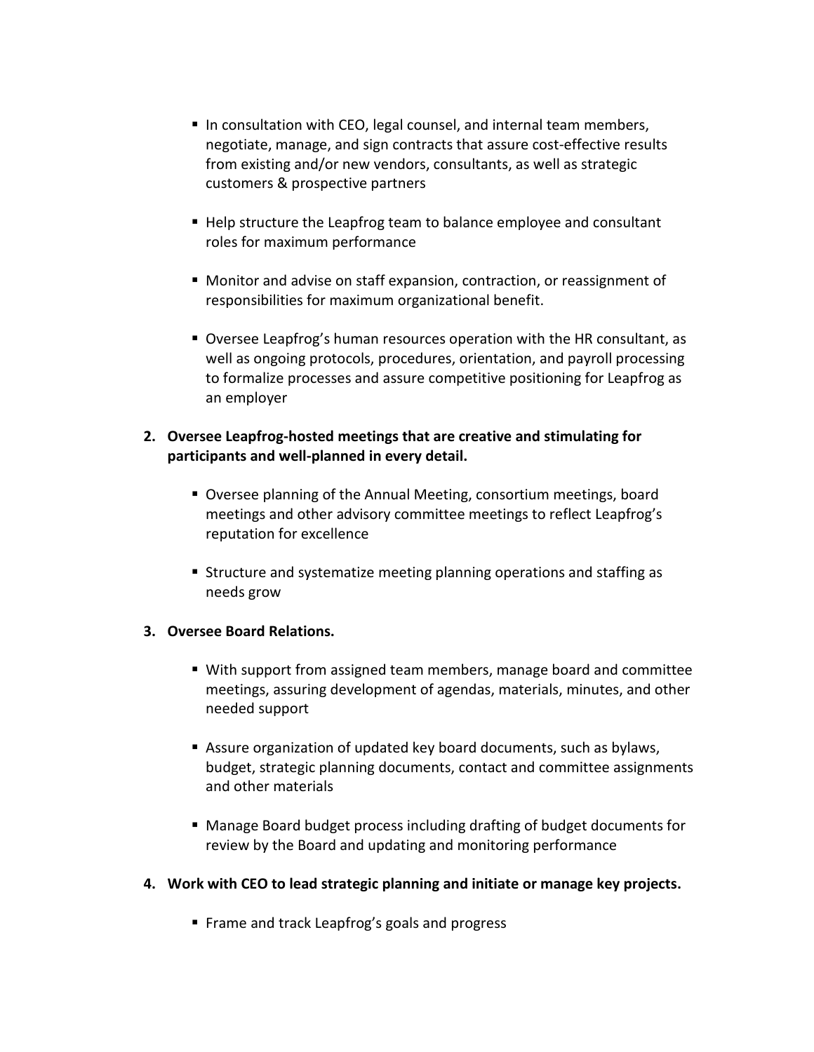- In consultation with CEO, legal counsel, and internal team members, negotiate, manage, and sign contracts that assure cost-effective results from existing and/or new vendors, consultants, as well as strategic customers & prospective partners

- Help structure the Leapfrog team to balance employee and consultant roles for maximum performance

- Monitor and advise on staff expansion, contraction, or reassignment of responsibilities for maximum organizational benefit.

- Oversee Leapfrog's human resources operation with the HR consultant, as well as ongoing protocols, procedures, orientation, and payroll processing to formalize processes and assure competitive positioning for Leapfrog as an employer

2. **Oversee Leapfrog-hosted meetings that are creative and stimulating for participants and well-planned in every detail.**

   - Oversee planning of the Annual Meeting, consortium meetings, board meetings and other advisory committee meetings to reflect Leapfrog's reputation for excellence

   - Structure and systematize meeting planning operations and staffing as needs grow

3. **Oversee Board Relations.**

   - With support from assigned team members, manage board and committee meetings, assuring development of agendas, materials, minutes, and other needed support

   - Assure organization of updated key board documents, such as bylaws, budget, strategic planning documents, contact and committee assignments and other materials

   - Manage Board budget process including drafting of budget documents for review by the Board and updating and monitoring performance

4. **Work with CEO to lead strategic planning and initiate or manage key projects.**

   - Frame and track Leapfrog's goals and progress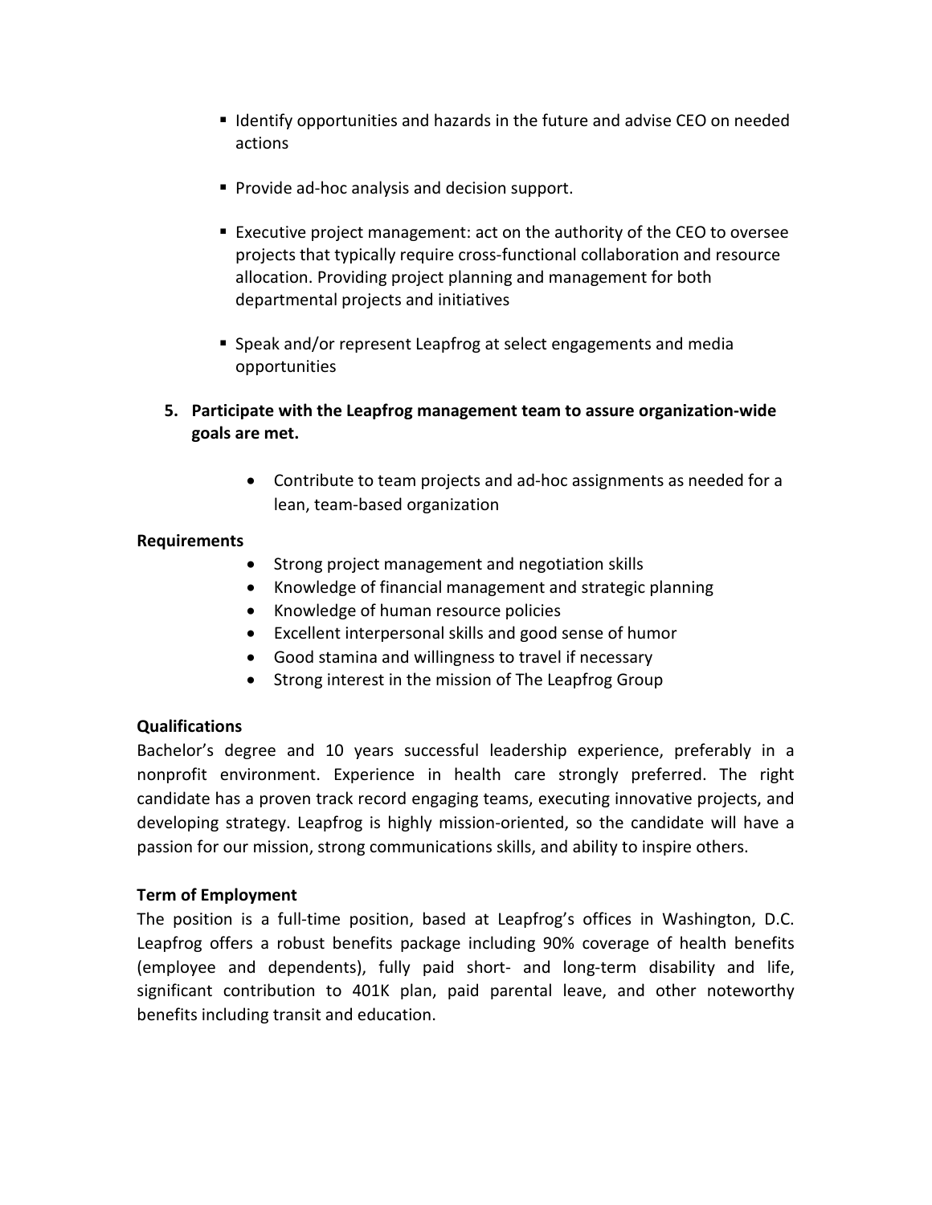- Identify opportunities and hazards in the future and advise CEO on needed actions

- Provide ad-hoc analysis and decision support.

- Executive project management: act on the authority of the CEO to oversee projects that typically require cross-functional collaboration and resource allocation. Providing project planning and management for both departmental projects and initiatives

- Speak and/or represent Leapfrog at select engagements and media opportunities

5. **Participate with the Leapfrog management team to assure organization-wide goals are met.**

    - Contribute to team projects and ad-hoc assignments as needed for a lean, team-based organization

**Requirements**

- Strong project management and negotiation skills
- Knowledge of financial management and strategic planning
- Knowledge of human resource policies
- Excellent interpersonal skills and good sense of humor
- Good stamina and willingness to travel if necessary
- Strong interest in the mission of The Leapfrog Group

**Qualifications**

Bachelor's degree and 10 years successful leadership experience, preferably in a nonprofit environment. Experience in health care strongly preferred. The right candidate has a proven track record engaging teams, executing innovative projects, and developing strategy. Leapfrog is highly mission-oriented, so the candidate will have a passion for our mission, strong communications skills, and ability to inspire others.

**Term of Employment**

The position is a full-time position, based at Leapfrog's offices in Washington, D.C. Leapfrog offers a robust benefits package including 90% coverage of health benefits (employee and dependents), fully paid short- and long-term disability and life, significant contribution to 401K plan, paid parental leave, and other noteworthy benefits including transit and education.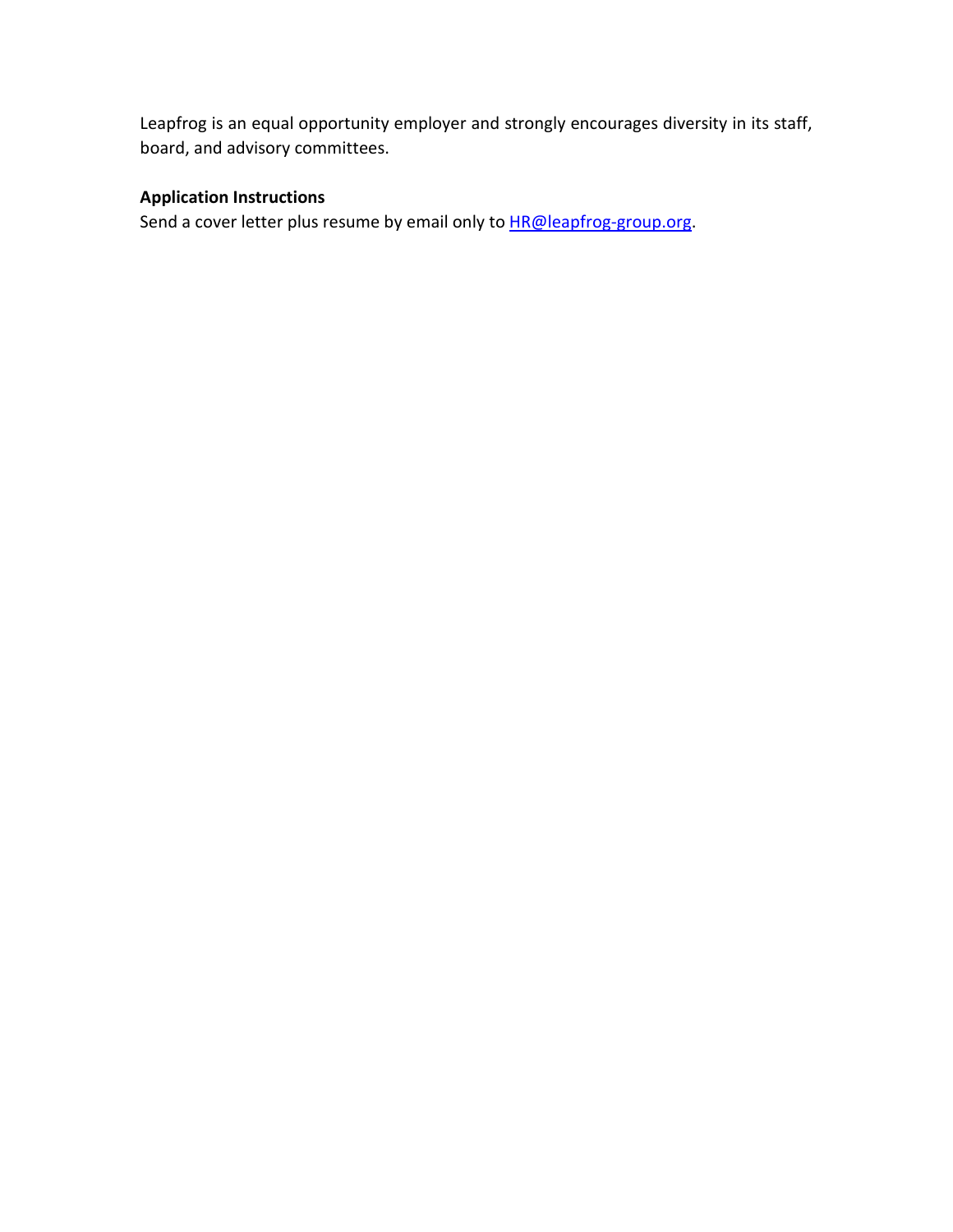Leapfrog is an equal opportunity employer and strongly encourages diversity in its staff, board, and advisory committees.

**Application Instructions**

Send a cover letter plus resume by email only to HR@leapfrog-group.org.